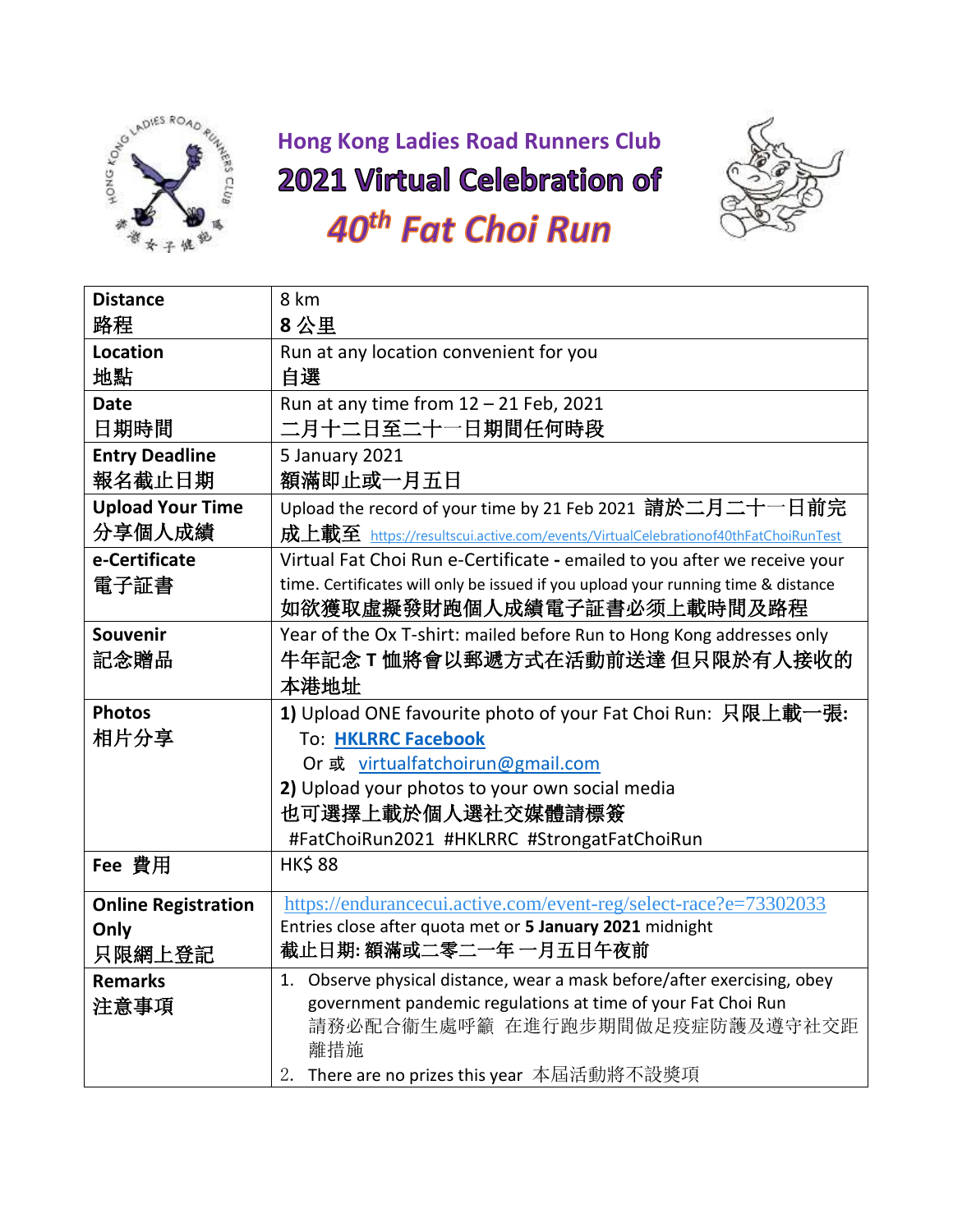# Hong Kong Ladies Road Runners Club

## 2021 Virtual Celebration of

## 40th Fat Choi Run

| Distance<br>路程 | 8 km<br>**8 公里** |
|---|---|
| **Location**<br>地點 | Run at any location convenient for you<br>**自選** |
| **Date**<br>日期時間 | Run at any time from 12 – 21 Feb, 2021<br>二月十二日至二十一日期間任何時段 |
| **Entry Deadline**<br>報名截止日期 | 5 January 2021<br>額滿即止或一月五日 |
| **Upload Your Time**<br>分享個人成績 | Upload the record of your time by 21 Feb 2021 **請於二月二十一日前完成上載至** https://resultscui.active.com/events/VirtualCelebrationof40thFatChoiRunTest |
| **e-Certificate**<br>電子証書 | Virtual Fat Choi Run e-Certificate **-** emailed to you after we receive your time. Certificates will only be issued if you upload your running time & distance<br>**如欲獲取虛擬發財跑個人成績電子証書必须上載時間及路程** |
| **Souvenir**<br>記念贈品 | Year of the Ox T-shirt: mailed before Run to Hong Kong addresses only<br>**牛年記念 T 恤將會以郵遞方式在活動前送達 但只限於有人接收的本港地址** |
| **Photos**<br>相片分享 | **1)** Upload ONE favourite photo of your Fat Choi Run: **只限上載一張:**<br>To: **HKLRRC Facebook**<br>Or 或 virtualfatchoirun@gmail.com<br>**2)** Upload your photos to your own social media<br>**也可選擇上載於個人選社交媒體請標簽**<br>#FatChoiRun2021 #HKLRRC #StrongatFatChoiRun |
| **Fee** 費用 | HK$ 88 |
| **Online Registration Only**<br>只限網上登記 | https://endurancecui.active.com/event-reg/select-race?e=73302033<br>Entries close after quota met or **5 January 2021** midnight<br>**截止日期: 額滿或二零二一年 一月五日午夜前** |
| **Remarks**<br>注意事項 | 1. Observe physical distance, wear a mask before/after exercising, obey government pandemic regulations at time of your Fat Choi Run<br>請務必配合衞生處呼籲 在進行跑步期間做足疫症防護及遵守社交距離措施<br>2. There are no prizes this year 本屆活動將不設獎項 |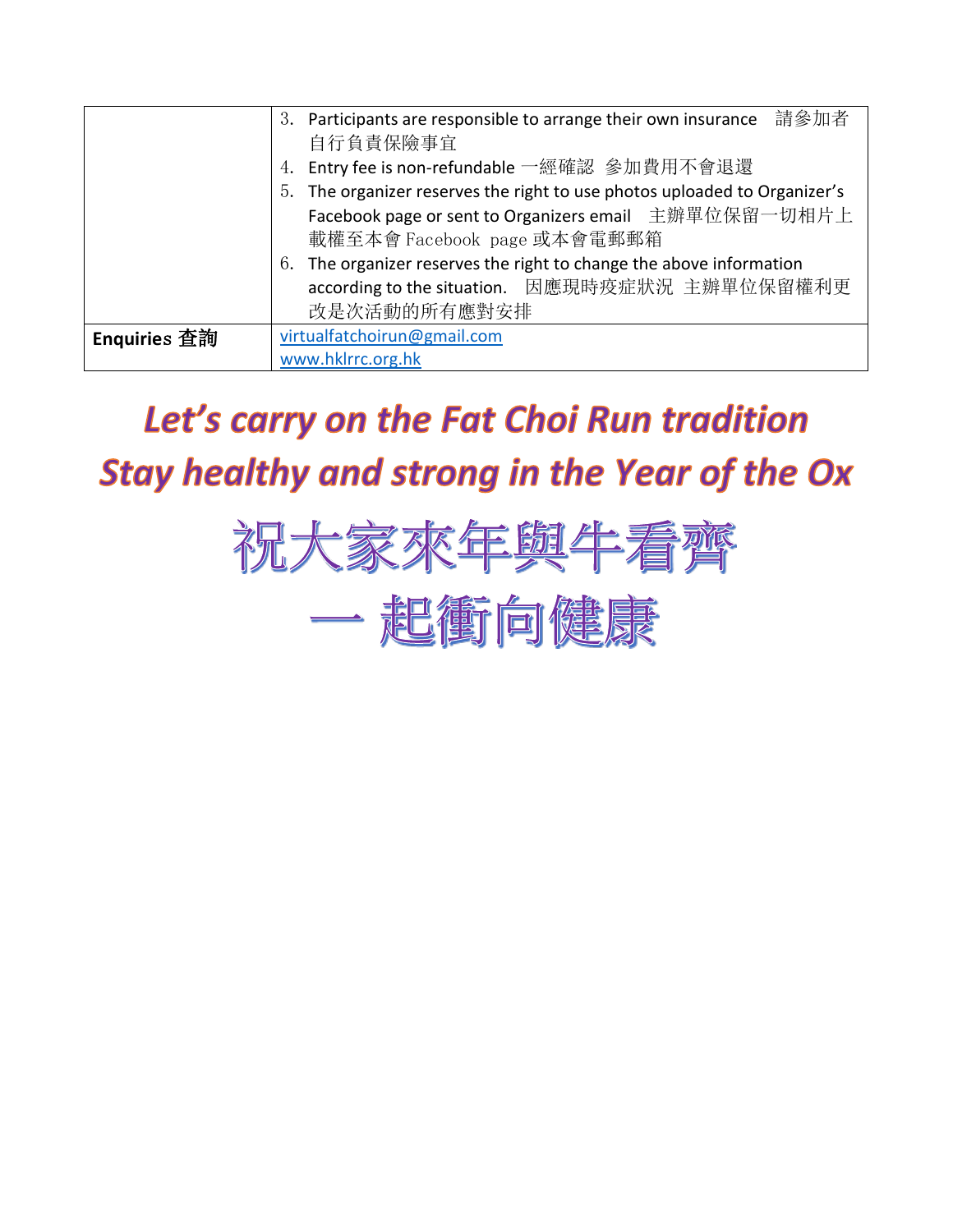| | |
|---|---|
| | 3. Participants are responsible to arrange their own insurance 請參加者自行負責保險事宜<br>4. Entry fee is non-refundable 一經確認 參加費用不會退還<br>5. The organizer reserves the right to use photos uploaded to Organizer's Facebook page or sent to Organizers email 主辦單位保留一切相片上載權至本會 Facebook page 或本會電郵郵箱<br>6. The organizer reserves the right to change the above information according to the situation. 因應現時疫症狀況 主辦單位保留權利更改是次活動的所有應對安排 |
| **Enquiries 查詢** | virtualfatchoirun@gmail.com<br>www.hklrrc.org.hk |

***Let's carry on the Fat Choi Run tradition***

***Stay healthy and strong in the Year of the Ox***

祝大家來年與牛看齊

一 起衝向健康